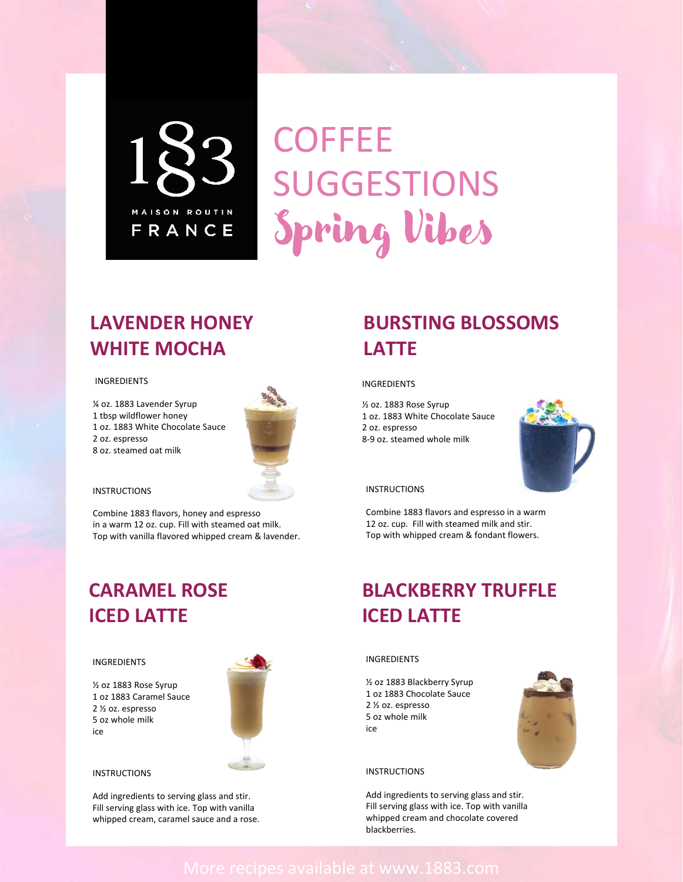1883 MAISON ROUTIN FRANCE

# COFFEE SUGGESTIONS
## Spring Vibes

## LAVENDER HONEY WHITE MOCHA

INGREDIENTS

¼ oz. 1883 Lavender Syrup
1 tbsp wildflower honey
1 oz. 1883 White Chocolate Sauce
2 oz. espresso
8 oz. steamed oat milk

INSTRUCTIONS

Combine 1883 flavors, honey and espresso in a warm 12 oz. cup. Fill with steamed oat milk. Top with vanilla flavored whipped cream & lavender.

## BURSTING BLOSSOMS LATTE

INGREDIENTS

½ oz. 1883 Rose Syrup
1 oz. 1883 White Chocolate Sauce
2 oz. espresso
8-9 oz. steamed whole milk

INSTRUCTIONS

Combine 1883 flavors and espresso in a warm 12 oz. cup. Fill with steamed milk and stir. Top with whipped cream & fondant flowers.

## CARAMEL ROSE ICED LATTE

INGREDIENTS

½ oz 1883 Rose Syrup
1 oz 1883 Caramel Sauce
2 ½ oz. espresso
5 oz whole milk
ice

INSTRUCTIONS

Add ingredients to serving glass and stir. Fill serving glass with ice. Top with vanilla whipped cream, caramel sauce and a rose.

## BLACKBERRY TRUFFLE ICED LATTE

INGREDIENTS

½ oz 1883 Blackberry Syrup
1 oz 1883 Chocolate Sauce
2 ½ oz. espresso
5 oz whole milk
ice

INSTRUCTIONS

Add ingredients to serving glass and stir. Fill serving glass with ice. Top with vanilla whipped cream and chocolate covered blackberries.

More recipes available at www.1883.com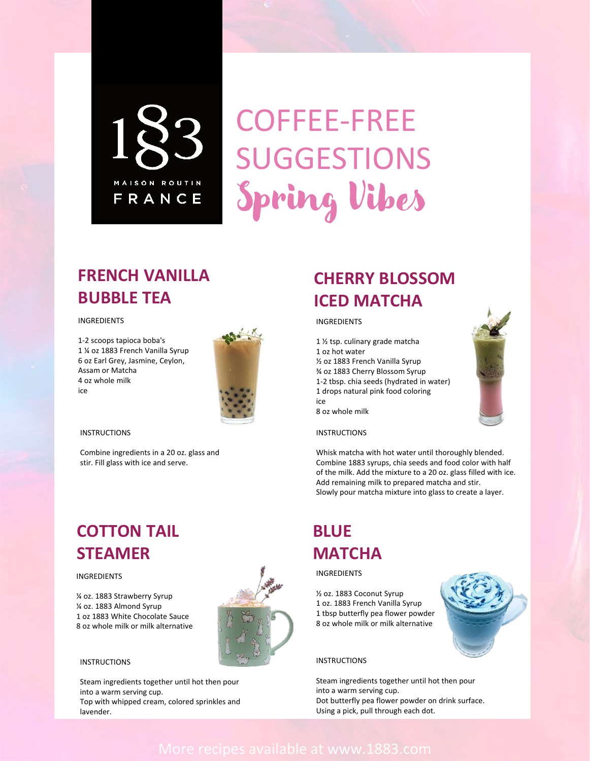1883 MAISON ROUTIN FRANCE

# COFFEE-FREE SUGGESTIONS

# Spring Vibes

## FRENCH VANILLA BUBBLE TEA

INGREDIENTS

1-2 scoops tapioca boba's
1 ¼ oz 1883 French Vanilla Syrup
6 oz Earl Grey, Jasmine, Ceylon, Assam or Matcha
4 oz whole milk
ice

INSTRUCTIONS

Combine ingredients in a 20 oz. glass and stir. Fill glass with ice and serve.

## CHERRY BLOSSOM ICED MATCHA

INGREDIENTS

1 ½ tsp. culinary grade matcha
1 oz hot water
½ oz 1883 French Vanilla Syrup
¾ oz 1883 Cherry Blossom Syrup
1-2 tbsp. chia seeds (hydrated in water)
1 drops natural pink food coloring
ice
8 oz whole milk

INSTRUCTIONS

Whisk matcha with hot water until thoroughly blended.
Combine 1883 syrups, chia seeds and food color with half of the milk. Add the mixture to a 20 oz. glass filled with ice.
Add remaining milk to prepared matcha and stir.
Slowly pour matcha mixture into glass to create a layer.

## COTTON TAIL STEAMER

INGREDIENTS

¼ oz. 1883 Strawberry Syrup
¼ oz. 1883 Almond Syrup
1 oz 1883 White Chocolate Sauce
8 oz whole milk or milk alternative

INSTRUCTIONS

Steam ingredients together until hot then pour into a warm serving cup.
Top with whipped cream, colored sprinkles and lavender.

## BLUE MATCHA

INGREDIENTS

½ oz. 1883 Coconut Syrup
1 oz. 1883 French Vanilla Syrup
1 tbsp butterfly pea flower powder
8 oz whole milk or milk alternative

INSTRUCTIONS

Steam ingredients together until hot then pour into a warm serving cup.
Dot butterfly pea flower powder on drink surface.
Using a pick, pull through each dot.

More recipes available at www.1883.com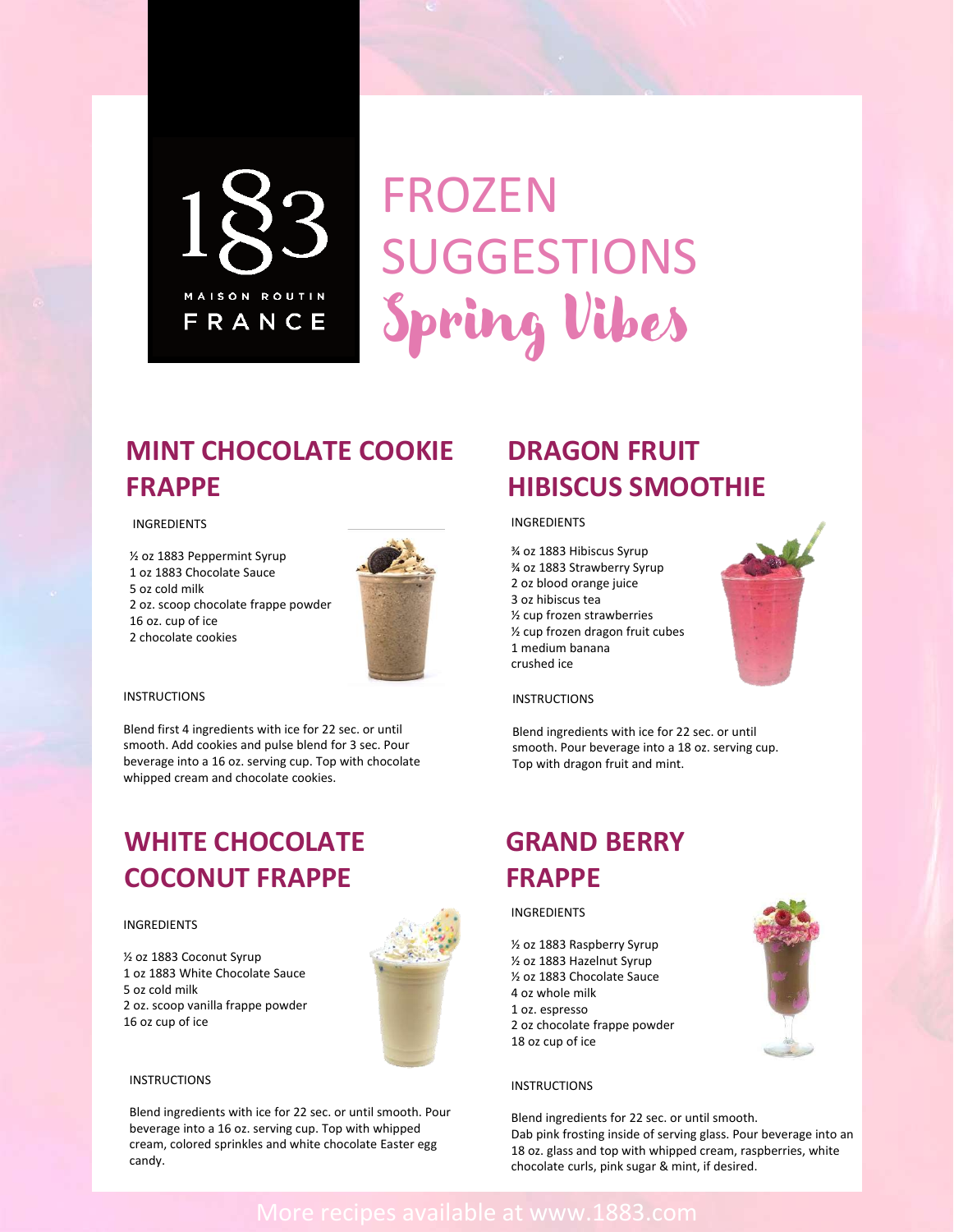1883

MAISON ROUTIN

FRANCE

# FROZEN SUGGESTIONS

## Spring Vibes

## MINT CHOCOLATE COOKIE FRAPPE

INGREDIENTS

½ oz 1883 Peppermint Syrup
1 oz 1883 Chocolate Sauce
5 oz cold milk
2 oz. scoop chocolate frappe powder
16 oz. cup of ice
2 chocolate cookies

INSTRUCTIONS

Blend first 4 ingredients with ice for 22 sec. or until smooth. Add cookies and pulse blend for 3 sec. Pour beverage into a 16 oz. serving cup. Top with chocolate whipped cream and chocolate cookies.

## DRAGON FRUIT HIBISCUS SMOOTHIE

INGREDIENTS

¾ oz 1883 Hibiscus Syrup
¾ oz 1883 Strawberry Syrup
2 oz blood orange juice
3 oz hibiscus tea
½ cup frozen strawberries
½ cup frozen dragon fruit cubes
1 medium banana
crushed ice

INSTRUCTIONS

Blend ingredients with ice for 22 sec. or until smooth. Pour beverage into a 18 oz. serving cup. Top with dragon fruit and mint.

## WHITE CHOCOLATE COCONUT FRAPPE

INGREDIENTS

½ oz 1883 Coconut Syrup
1 oz 1883 White Chocolate Sauce
5 oz cold milk
2 oz. scoop vanilla frappe powder
16 oz cup of ice

INSTRUCTIONS

Blend ingredients with ice for 22 sec. or until smooth. Pour beverage into a 16 oz. serving cup. Top with whipped cream, colored sprinkles and white chocolate Easter egg candy.

## GRAND BERRY FRAPPE

INGREDIENTS

½ oz 1883 Raspberry Syrup
½ oz 1883 Hazelnut Syrup
½ oz 1883 Chocolate Sauce
4 oz whole milk
1 oz. espresso
2 oz chocolate frappe powder
18 oz cup of ice

INSTRUCTIONS

Blend ingredients for 22 sec. or until smooth.
Dab pink frosting inside of serving glass. Pour beverage into an 18 oz. glass and top with whipped cream, raspberries, white chocolate curls, pink sugar & mint, if desired.

More recipes available at www.1883.com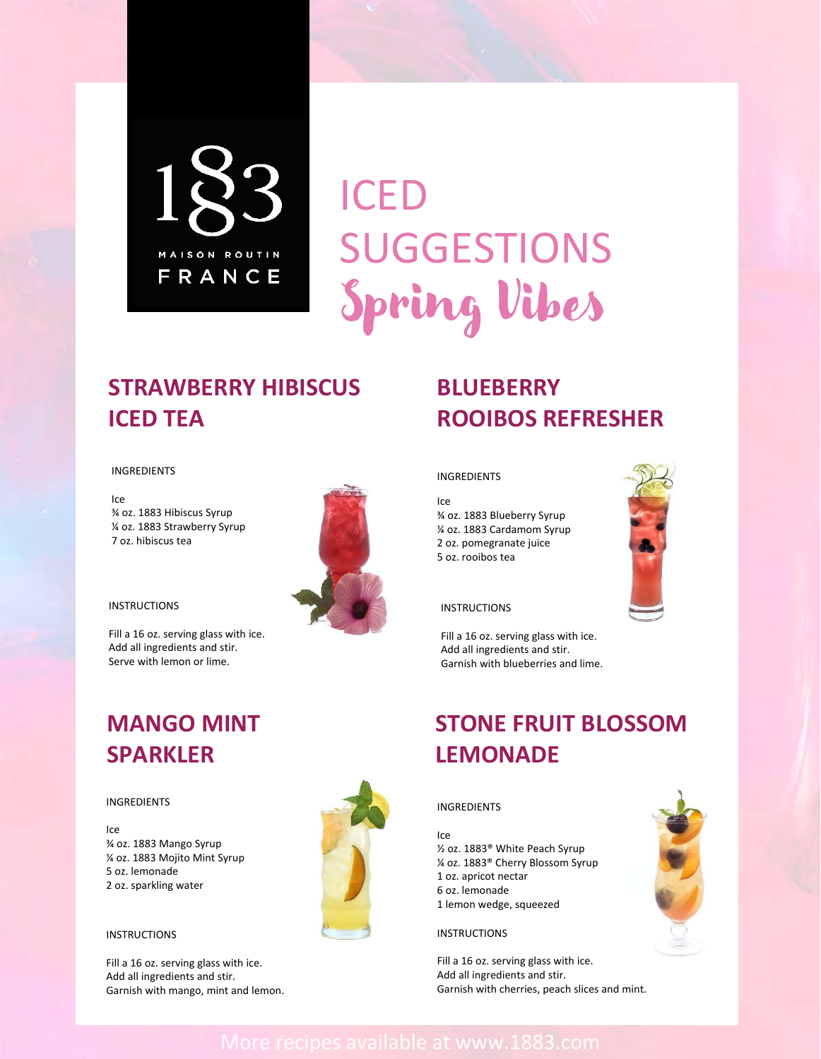1883 MAISON ROUTIN FRANCE

# ICED SUGGESTIONS
## Spring Vibes

## STRAWBERRY HIBISCUS ICED TEA

INGREDIENTS

Ice
¾ oz. 1883 Hibiscus Syrup
¼ oz. 1883 Strawberry Syrup
7 oz. hibiscus tea

INSTRUCTIONS

Fill a 16 oz. serving glass with ice.
Add all ingredients and stir.
Serve with lemon or lime.

## BLUEBERRY ROOIBOS REFRESHER

INGREDIENTS

Ice
¾ oz. 1883 Blueberry Syrup
¼ oz. 1883 Cardamom Syrup
2 oz. pomegranate juice
5 oz. rooibos tea

INSTRUCTIONS

Fill a 16 oz. serving glass with ice.
Add all ingredients and stir.
Garnish with blueberries and lime.

## MANGO MINT SPARKLER

INGREDIENTS

Ice
¾ oz. 1883 Mango Syrup
¼ oz. 1883 Mojito Mint Syrup
5 oz. lemonade
2 oz. sparkling water

INSTRUCTIONS

Fill a 16 oz. serving glass with ice.
Add all ingredients and stir.
Garnish with mango, mint and lemon.

## STONE FRUIT BLOSSOM LEMONADE

INGREDIENTS

Ice
½ oz. 1883® White Peach Syrup
¼ oz. 1883® Cherry Blossom Syrup
1 oz. apricot nectar
6 oz. lemonade
1 lemon wedge, squeezed

INSTRUCTIONS

Fill a 16 oz. serving glass with ice.
Add all ingredients and stir.
Garnish with cherries, peach slices and mint.

More recipes available at www.1883.com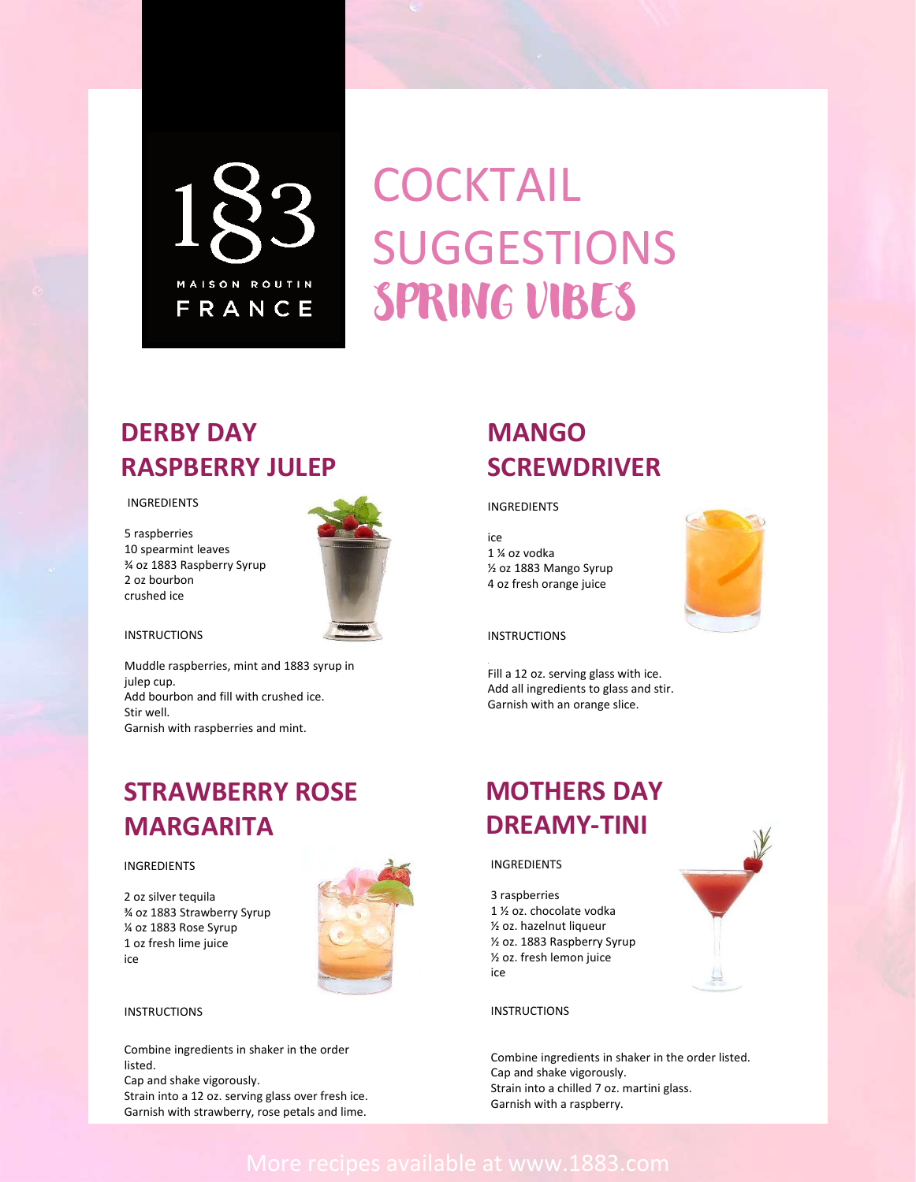1883

MAISON ROUTIN

FRANCE

# COCKTAIL SUGGESTIONS SPRING VIBES

## DERBY DAY RASPBERRY JULEP

INGREDIENTS

5 raspberries
10 spearmint leaves
¾ oz 1883 Raspberry Syrup
2 oz bourbon
crushed ice

INSTRUCTIONS

Muddle raspberries, mint and 1883 syrup in julep cup.
Add bourbon and fill with crushed ice.
Stir well.
Garnish with raspberries and mint.

## MANGO SCREWDRIVER

INGREDIENTS

ice
1 ¼ oz vodka
½ oz 1883 Mango Syrup
4 oz fresh orange juice

INSTRUCTIONS

Fill a 12 oz. serving glass with ice.
Add all ingredients to glass and stir.
Garnish with an orange slice.

## STRAWBERRY ROSE MARGARITA

INGREDIENTS

2 oz silver tequila
¾ oz 1883 Strawberry Syrup
¼ oz 1883 Rose Syrup
1 oz fresh lime juice
ice

INSTRUCTIONS

Combine ingredients in shaker in the order listed.
Cap and shake vigorously.
Strain into a 12 oz. serving glass over fresh ice.
Garnish with strawberry, rose petals and lime.

## MOTHERS DAY DREAMY-TINI

INGREDIENTS

3 raspberries
1 ½ oz. chocolate vodka
½ oz. hazelnut liqueur
½ oz. 1883 Raspberry Syrup
½ oz. fresh lemon juice
ice

INSTRUCTIONS

Combine ingredients in shaker in the order listed.
Cap and shake vigorously.
Strain into a chilled 7 oz. martini glass.
Garnish with a raspberry.

More recipes available at www.1883.com